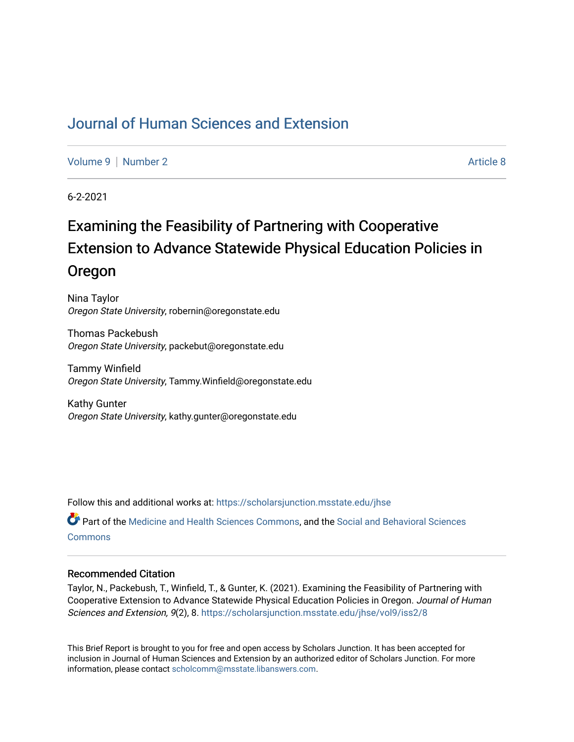# Journal of Human Sciences and Extension

Volume 9 | Number 2 | Article 8

6-2-2021

## Examining the Feasibility of Partnering with Cooperative Extension to Advance Statewide Physical Education Policies in Oregon

Nina Taylor
*Oregon State University*, robernin@oregonstate.edu

Thomas Packebush
*Oregon State University*, packebut@oregonstate.edu

Tammy Winfield
*Oregon State University*, Tammy.Winfield@oregonstate.edu

Kathy Gunter
*Oregon State University*, kathy.gunter@oregonstate.edu

Follow this and additional works at: https://scholarsjunction.msstate.edu/jhse

Part of the Medicine and Health Sciences Commons, and the Social and Behavioral Sciences Commons

### Recommended Citation

Taylor, N., Packebush, T., Winfield, T., & Gunter, K. (2021). Examining the Feasibility of Partnering with Cooperative Extension to Advance Statewide Physical Education Policies in Oregon. *Journal of Human Sciences and Extension, 9*(2), 8. https://scholarsjunction.msstate.edu/jhse/vol9/iss2/8

This Brief Report is brought to you for free and open access by Scholars Junction. It has been accepted for inclusion in Journal of Human Sciences and Extension by an authorized editor of Scholars Junction. For more information, please contact scholcomm@msstate.libanswers.com.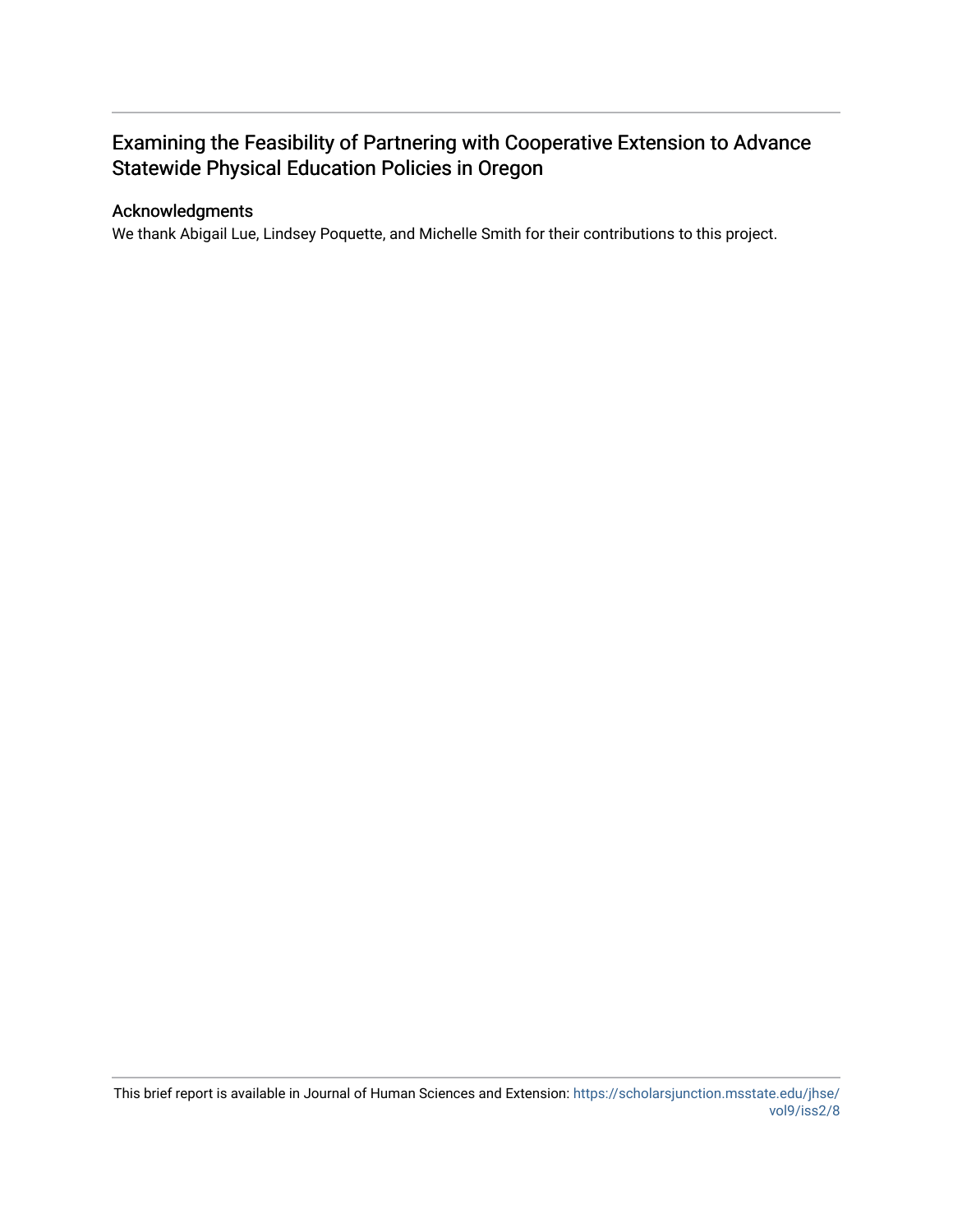# Examining the Feasibility of Partnering with Cooperative Extension to Advance Statewide Physical Education Policies in Oregon

## Acknowledgments

We thank Abigail Lue, Lindsey Poquette, and Michelle Smith for their contributions to this project.

This brief report is available in Journal of Human Sciences and Extension: https://scholarsjunction.msstate.edu/jhse/vol9/iss2/8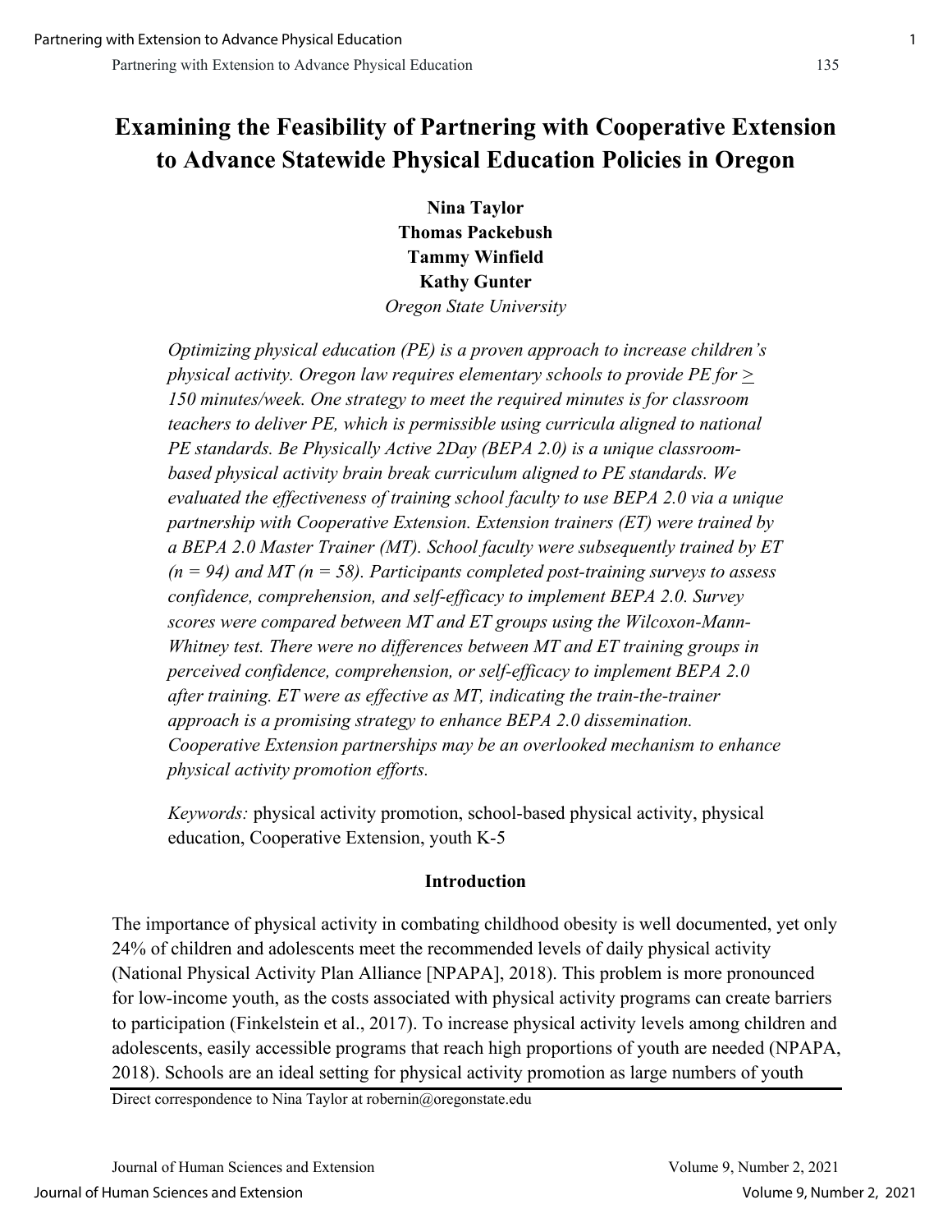# Examining the Feasibility of Partnering with Cooperative Extension to Advance Statewide Physical Education Policies in Oregon

**Nina Taylor**
**Thomas Packebush**
**Tammy Winfield**
**Kathy Gunter**
*Oregon State University*

*Optimizing physical education (PE) is a proven approach to increase children's physical activity. Oregon law requires elementary schools to provide PE for ≥ 150 minutes/week. One strategy to meet the required minutes is for classroom teachers to deliver PE, which is permissible using curricula aligned to national PE standards. Be Physically Active 2Day (BEPA 2.0) is a unique classroom-based physical activity brain break curriculum aligned to PE standards. We evaluated the effectiveness of training school faculty to use BEPA 2.0 via a unique partnership with Cooperative Extension. Extension trainers (ET) were trained by a BEPA 2.0 Master Trainer (MT). School faculty were subsequently trained by ET (n = 94) and MT (n = 58). Participants completed post-training surveys to assess confidence, comprehension, and self-efficacy to implement BEPA 2.0. Survey scores were compared between MT and ET groups using the Wilcoxon-Mann-Whitney test. There were no differences between MT and ET training groups in perceived confidence, comprehension, or self-efficacy to implement BEPA 2.0 after training. ET were as effective as MT, indicating the train-the-trainer approach is a promising strategy to enhance BEPA 2.0 dissemination. Cooperative Extension partnerships may be an overlooked mechanism to enhance physical activity promotion efforts.*

*Keywords:* physical activity promotion, school-based physical activity, physical education, Cooperative Extension, youth K-5

## Introduction

The importance of physical activity in combating childhood obesity is well documented, yet only 24% of children and adolescents meet the recommended levels of daily physical activity (National Physical Activity Plan Alliance [NPAPA], 2018). This problem is more pronounced for low-income youth, as the costs associated with physical activity programs can create barriers to participation (Finkelstein et al., 2017). To increase physical activity levels among children and adolescents, easily accessible programs that reach high proportions of youth are needed (NPAPA, 2018). Schools are an ideal setting for physical activity promotion as large numbers of youth

Direct correspondence to Nina Taylor at robernin@oregonstate.edu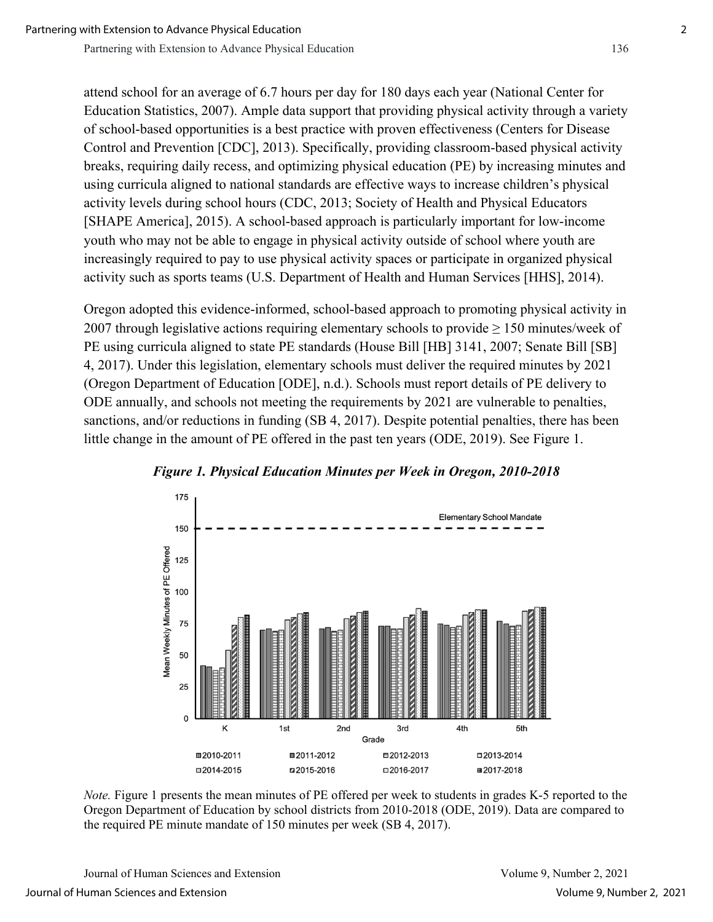attend school for an average of 6.7 hours per day for 180 days each year (National Center for Education Statistics, 2007). Ample data support that providing physical activity through a variety of school-based opportunities is a best practice with proven effectiveness (Centers for Disease Control and Prevention [CDC], 2013). Specifically, providing classroom-based physical activity breaks, requiring daily recess, and optimizing physical education (PE) by increasing minutes and using curricula aligned to national standards are effective ways to increase children's physical activity levels during school hours (CDC, 2013; Society of Health and Physical Educators [SHAPE America], 2015). A school-based approach is particularly important for low-income youth who may not be able to engage in physical activity outside of school where youth are increasingly required to pay to use physical activity spaces or participate in organized physical activity such as sports teams (U.S. Department of Health and Human Services [HHS], 2014).

Oregon adopted this evidence-informed, school-based approach to promoting physical activity in 2007 through legislative actions requiring elementary schools to provide ≥ 150 minutes/week of PE using curricula aligned to state PE standards (House Bill [HB] 3141, 2007; Senate Bill [SB] 4, 2017). Under this legislation, elementary schools must deliver the required minutes by 2021 (Oregon Department of Education [ODE], n.d.). Schools must report details of PE delivery to ODE annually, and schools not meeting the requirements by 2021 are vulnerable to penalties, sanctions, and/or reductions in funding (SB 4, 2017). Despite potential penalties, there has been little change in the amount of PE offered in the past ten years (ODE, 2019). See Figure 1.

***Figure 1. Physical Education Minutes per Week in Oregon, 2010-2018***

Elementary School Mandate

Mean Weekly Minutes of PE Offered

175
150
125
100
75
50
25
0

K
1st
2nd
3rd
4th
5th

Grade

2010-2011
2011-2012
2012-2013
2013-2014
2014-2015
2015-2016
2016-2017
2017-2018

*Note.* Figure 1 presents the mean minutes of PE offered per week to students in grades K-5 reported to the Oregon Department of Education by school districts from 2010-2018 (ODE, 2019). Data are compared to the required PE minute mandate of 150 minutes per week (SB 4, 2017).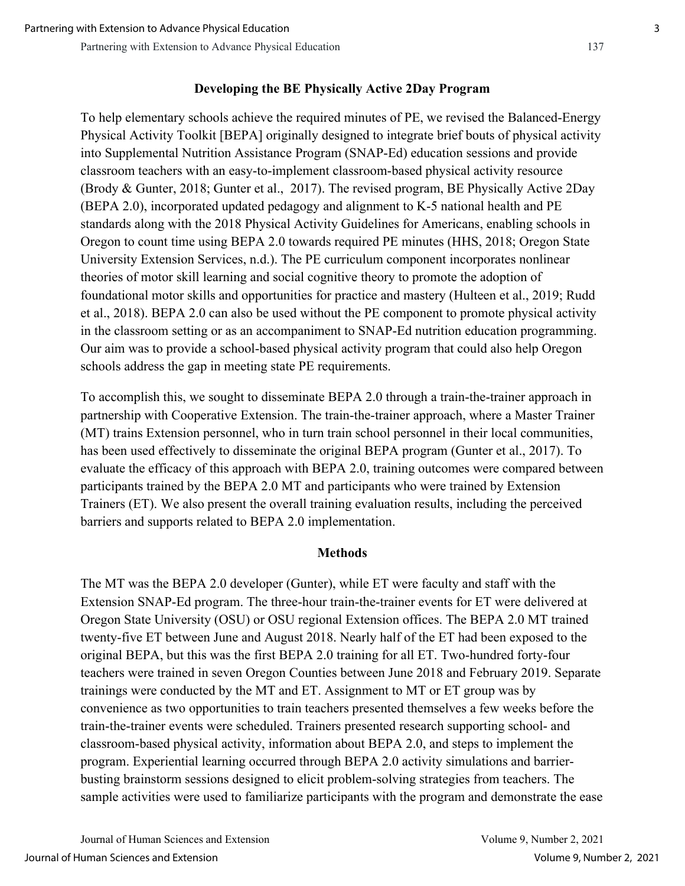## Developing the BE Physically Active 2Day Program

To help elementary schools achieve the required minutes of PE, we revised the Balanced-Energy Physical Activity Toolkit [BEPA] originally designed to integrate brief bouts of physical activity into Supplemental Nutrition Assistance Program (SNAP-Ed) education sessions and provide classroom teachers with an easy-to-implement classroom-based physical activity resource (Brody & Gunter, 2018; Gunter et al., 2017). The revised program, BE Physically Active 2Day (BEPA 2.0), incorporated updated pedagogy and alignment to K-5 national health and PE standards along with the 2018 Physical Activity Guidelines for Americans, enabling schools in Oregon to count time using BEPA 2.0 towards required PE minutes (HHS, 2018; Oregon State University Extension Services, n.d.). The PE curriculum component incorporates nonlinear theories of motor skill learning and social cognitive theory to promote the adoption of foundational motor skills and opportunities for practice and mastery (Hulteen et al., 2019; Rudd et al., 2018). BEPA 2.0 can also be used without the PE component to promote physical activity in the classroom setting or as an accompaniment to SNAP-Ed nutrition education programming. Our aim was to provide a school-based physical activity program that could also help Oregon schools address the gap in meeting state PE requirements.

To accomplish this, we sought to disseminate BEPA 2.0 through a train-the-trainer approach in partnership with Cooperative Extension. The train-the-trainer approach, where a Master Trainer (MT) trains Extension personnel, who in turn train school personnel in their local communities, has been used effectively to disseminate the original BEPA program (Gunter et al., 2017). To evaluate the efficacy of this approach with BEPA 2.0, training outcomes were compared between participants trained by the BEPA 2.0 MT and participants who were trained by Extension Trainers (ET). We also present the overall training evaluation results, including the perceived barriers and supports related to BEPA 2.0 implementation.

## Methods

The MT was the BEPA 2.0 developer (Gunter), while ET were faculty and staff with the Extension SNAP-Ed program. The three-hour train-the-trainer events for ET were delivered at Oregon State University (OSU) or OSU regional Extension offices. The BEPA 2.0 MT trained twenty-five ET between June and August 2018. Nearly half of the ET had been exposed to the original BEPA, but this was the first BEPA 2.0 training for all ET. Two-hundred forty-four teachers were trained in seven Oregon Counties between June 2018 and February 2019. Separate trainings were conducted by the MT and ET. Assignment to MT or ET group was by convenience as two opportunities to train teachers presented themselves a few weeks before the train-the-trainer events were scheduled. Trainers presented research supporting school- and classroom-based physical activity, information about BEPA 2.0, and steps to implement the program. Experiential learning occurred through BEPA 2.0 activity simulations and barrier-busting brainstorm sessions designed to elicit problem-solving strategies from teachers. The sample activities were used to familiarize participants with the program and demonstrate the ease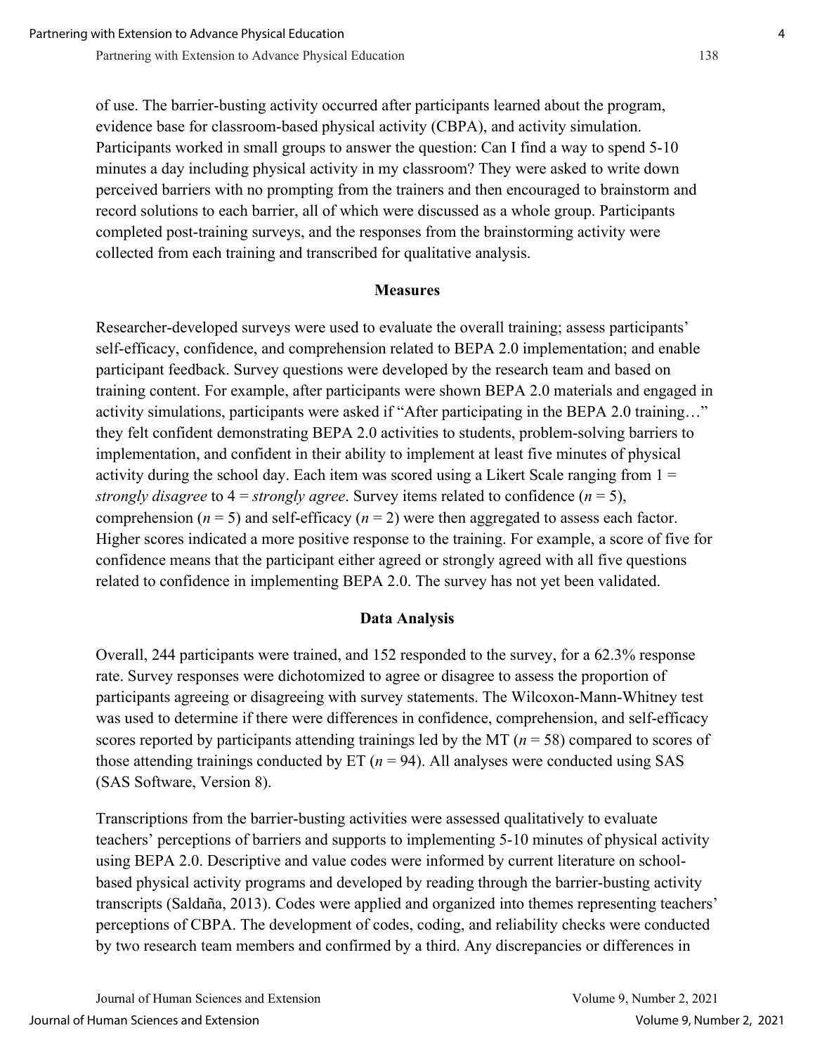of use. The barrier-busting activity occurred after participants learned about the program, evidence base for classroom-based physical activity (CBPA), and activity simulation. Participants worked in small groups to answer the question: Can I find a way to spend 5-10 minutes a day including physical activity in my classroom? They were asked to write down perceived barriers with no prompting from the trainers and then encouraged to brainstorm and record solutions to each barrier, all of which were discussed as a whole group. Participants completed post-training surveys, and the responses from the brainstorming activity were collected from each training and transcribed for qualitative analysis.

## Measures

Researcher-developed surveys were used to evaluate the overall training; assess participants' self-efficacy, confidence, and comprehension related to BEPA 2.0 implementation; and enable participant feedback. Survey questions were developed by the research team and based on training content. For example, after participants were shown BEPA 2.0 materials and engaged in activity simulations, participants were asked if "After participating in the BEPA 2.0 training…" they felt confident demonstrating BEPA 2.0 activities to students, problem-solving barriers to implementation, and confident in their ability to implement at least five minutes of physical activity during the school day. Each item was scored using a Likert Scale ranging from 1 = *strongly disagree* to 4 = *strongly agree*. Survey items related to confidence ($n = 5$), comprehension ($n = 5$) and self-efficacy ($n = 2$) were then aggregated to assess each factor. Higher scores indicated a more positive response to the training. For example, a score of five for confidence means that the participant either agreed or strongly agreed with all five questions related to confidence in implementing BEPA 2.0. The survey has not yet been validated.

## Data Analysis

Overall, 244 participants were trained, and 152 responded to the survey, for a 62.3% response rate. Survey responses were dichotomized to agree or disagree to assess the proportion of participants agreeing or disagreeing with survey statements. The Wilcoxon-Mann-Whitney test was used to determine if there were differences in confidence, comprehension, and self-efficacy scores reported by participants attending trainings led by the MT ($n = 58$) compared to scores of those attending trainings conducted by ET ($n = 94$). All analyses were conducted using SAS (SAS Software, Version 8).

Transcriptions from the barrier-busting activities were assessed qualitatively to evaluate teachers' perceptions of barriers and supports to implementing 5-10 minutes of physical activity using BEPA 2.0. Descriptive and value codes were informed by current literature on school-based physical activity programs and developed by reading through the barrier-busting activity transcripts (Saldaña, 2013). Codes were applied and organized into themes representing teachers' perceptions of CBPA. The development of codes, coding, and reliability checks were conducted by two research team members and confirmed by a third. Any discrepancies or differences in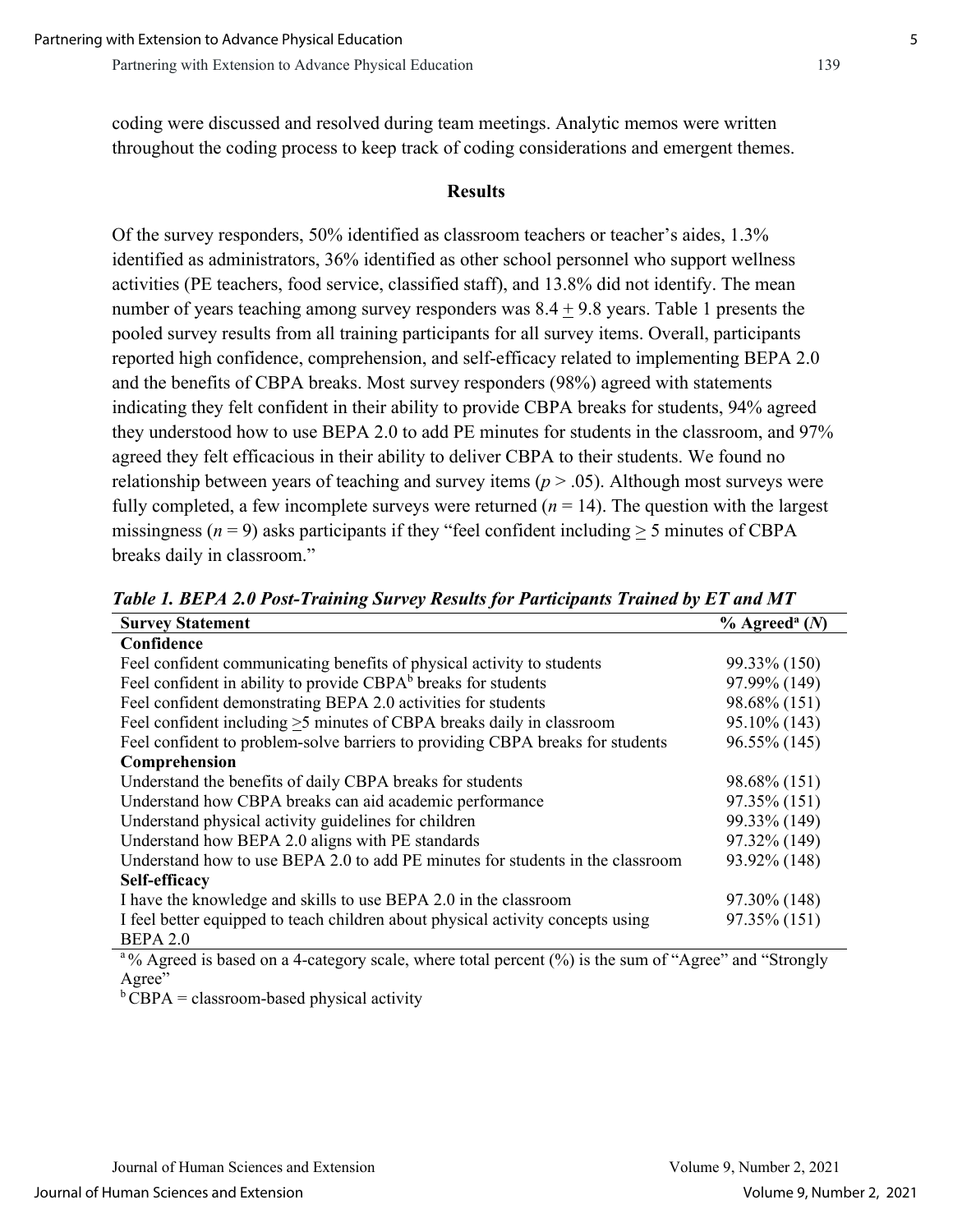coding were discussed and resolved during team meetings. Analytic memos were written throughout the coding process to keep track of coding considerations and emergent themes.

## Results

Of the survey responders, 50% identified as classroom teachers or teacher's aides, 1.3% identified as administrators, 36% identified as other school personnel who support wellness activities (PE teachers, food service, classified staff), and 13.8% did not identify. The mean number of years teaching among survey responders was $8.4 \pm 9.8$ years. Table 1 presents the pooled survey results from all training participants for all survey items. Overall, participants reported high confidence, comprehension, and self-efficacy related to implementing BEPA 2.0 and the benefits of CBPA breaks. Most survey responders (98%) agreed with statements indicating they felt confident in their ability to provide CBPA breaks for students, 94% agreed they understood how to use BEPA 2.0 to add PE minutes for students in the classroom, and 97% agreed they felt efficacious in their ability to deliver CBPA to their students. We found no relationship between years of teaching and survey items ($p > .05$). Although most surveys were fully completed, a few incomplete surveys were returned ($n = 14$). The question with the largest missingness ($n = 9$) asks participants if they "feel confident including $\geq$ 5 minutes of CBPA breaks daily in classroom."

***Table 1. BEPA 2.0 Post-Training Survey Results for Participants Trained by ET and MT***

| Survey Statement | % Agreed[a] ($N$) |
|---|---|
| **Confidence** | |
| Feel confident communicating benefits of physical activity to students | 99.33% (150) |
| Feel confident in ability to provide CBPA[b] breaks for students | 97.99% (149) |
| Feel confident demonstrating BEPA 2.0 activities for students | 98.68% (151) |
| Feel confident including $\geq$5 minutes of CBPA breaks daily in classroom | 95.10% (143) |
| Feel confident to problem-solve barriers to providing CBPA breaks for students | 96.55% (145) |
| **Comprehension** | |
| Understand the benefits of daily CBPA breaks for students | 98.68% (151) |
| Understand how CBPA breaks can aid academic performance | 97.35% (151) |
| Understand physical activity guidelines for children | 99.33% (149) |
| Understand how BEPA 2.0 aligns with PE standards | 97.32% (149) |
| Understand how to use BEPA 2.0 to add PE minutes for students in the classroom | 93.92% (148) |
| **Self-efficacy** | |
| I have the knowledge and skills to use BEPA 2.0 in the classroom | 97.30% (148) |
| I feel better equipped to teach children about physical activity concepts using BEPA 2.0 | 97.35% (151) |

[a] % Agreed is based on a 4-category scale, where total percent (%) is the sum of "Agree" and "Strongly Agree"

[b] CBPA = classroom-based physical activity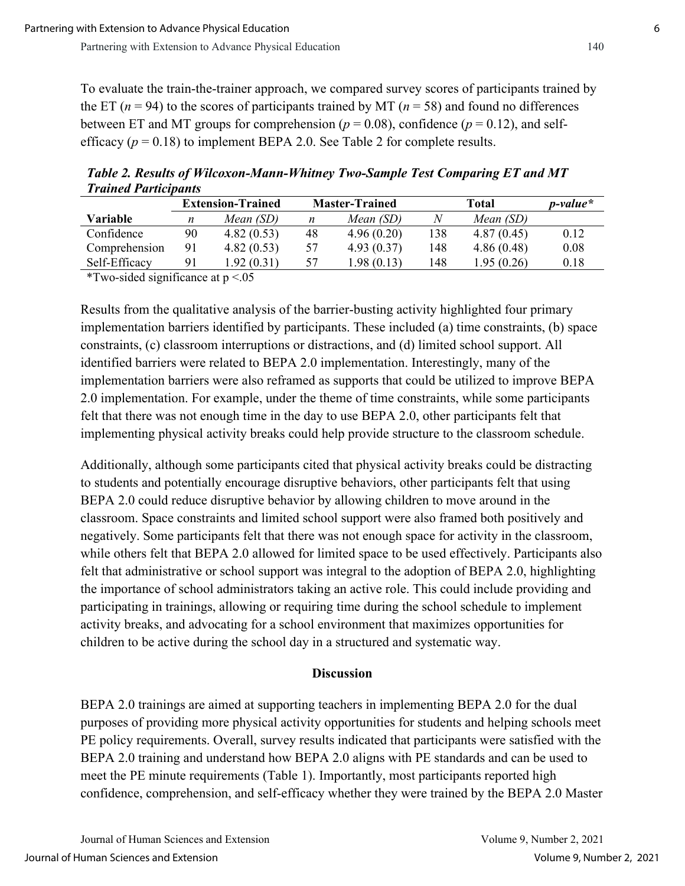To evaluate the train-the-trainer approach, we compared survey scores of participants trained by the ET ($n = 94$) to the scores of participants trained by MT ($n = 58$) and found no differences between ET and MT groups for comprehension ($p = 0.08$), confidence ($p = 0.12$), and self-efficacy ($p = 0.18$) to implement BEPA 2.0. See Table 2 for complete results.

***Table 2. Results of Wilcoxon-Mann-Whitney Two-Sample Test Comparing ET and MT Trained Participants***

| | Extension-Trained | | Master-Trained | | Total | | *p-value\** |
|---|---|---|---|---|---|---|---|
| **Variable** | *n* | *Mean (SD)* | *n* | *Mean (SD)* | *N* | *Mean (SD)* | |
| Confidence | 90 | 4.82 (0.53) | 48 | 4.96 (0.20) | 138 | 4.87 (0.45) | 0.12 |
| Comprehension | 91 | 4.82 (0.53) | 57 | 4.93 (0.37) | 148 | 4.86 (0.48) | 0.08 |
| Self-Efficacy | 91 | 1.92 (0.31) | 57 | 1.98 (0.13) | 148 | 1.95 (0.26) | 0.18 |

*Two-sided significance at $p < .05$

Results from the qualitative analysis of the barrier-busting activity highlighted four primary implementation barriers identified by participants. These included (a) time constraints, (b) space constraints, (c) classroom interruptions or distractions, and (d) limited school support. All identified barriers were related to BEPA 2.0 implementation. Interestingly, many of the implementation barriers were also reframed as supports that could be utilized to improve BEPA 2.0 implementation. For example, under the theme of time constraints, while some participants felt that there was not enough time in the day to use BEPA 2.0, other participants felt that implementing physical activity breaks could help provide structure to the classroom schedule.

Additionally, although some participants cited that physical activity breaks could be distracting to students and potentially encourage disruptive behaviors, other participants felt that using BEPA 2.0 could reduce disruptive behavior by allowing children to move around in the classroom. Space constraints and limited school support were also framed both positively and negatively. Some participants felt that there was not enough space for activity in the classroom, while others felt that BEPA 2.0 allowed for limited space to be used effectively. Participants also felt that administrative or school support was integral to the adoption of BEPA 2.0, highlighting the importance of school administrators taking an active role. This could include providing and participating in trainings, allowing or requiring time during the school schedule to implement activity breaks, and advocating for a school environment that maximizes opportunities for children to be active during the school day in a structured and systematic way.

## Discussion

BEPA 2.0 trainings are aimed at supporting teachers in implementing BEPA 2.0 for the dual purposes of providing more physical activity opportunities for students and helping schools meet PE policy requirements. Overall, survey results indicated that participants were satisfied with the BEPA 2.0 training and understand how BEPA 2.0 aligns with PE standards and can be used to meet the PE minute requirements (Table 1). Importantly, most participants reported high confidence, comprehension, and self-efficacy whether they were trained by the BEPA 2.0 Master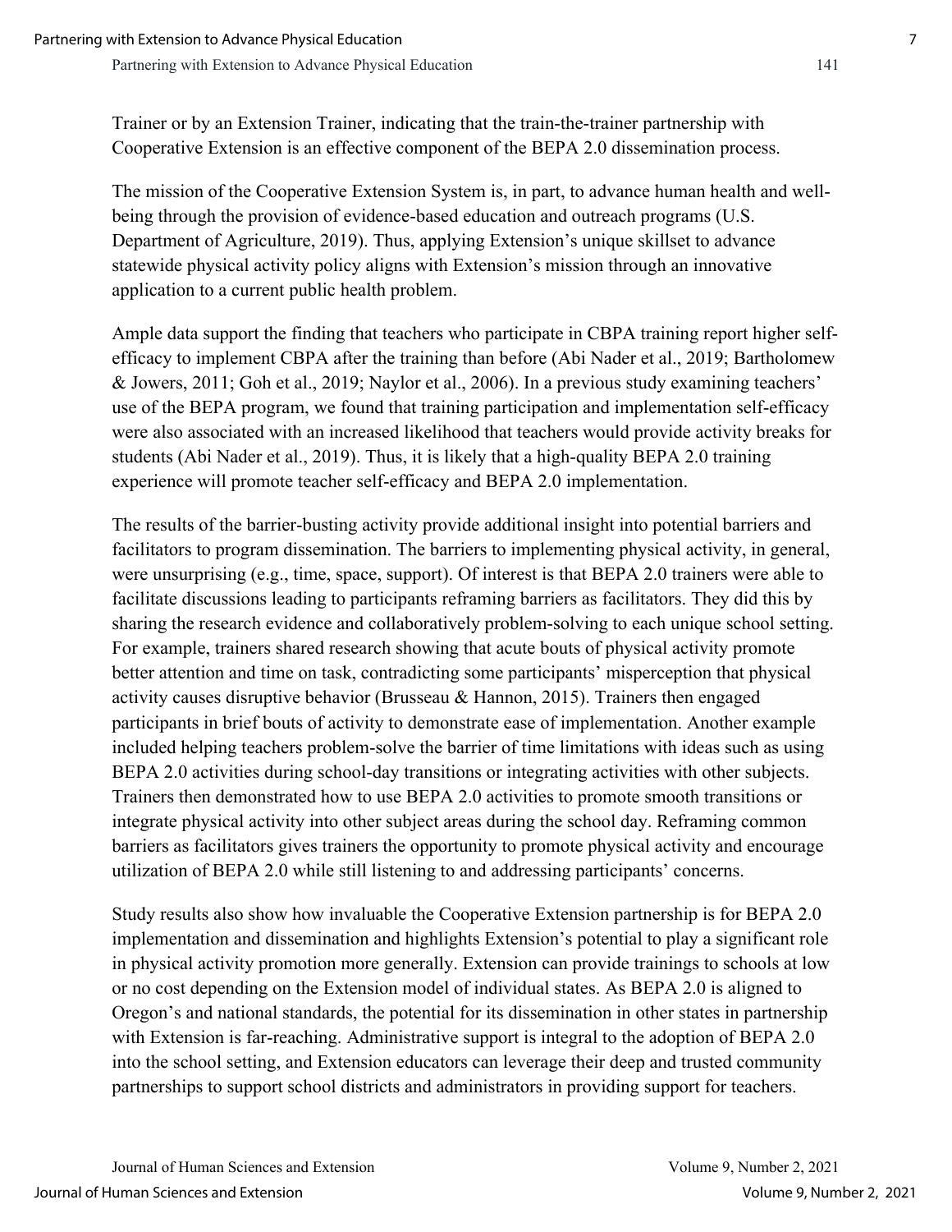Trainer or by an Extension Trainer, indicating that the train-the-trainer partnership with Cooperative Extension is an effective component of the BEPA 2.0 dissemination process.

The mission of the Cooperative Extension System is, in part, to advance human health and well-being through the provision of evidence-based education and outreach programs (U.S. Department of Agriculture, 2019). Thus, applying Extension's unique skillset to advance statewide physical activity policy aligns with Extension's mission through an innovative application to a current public health problem.

Ample data support the finding that teachers who participate in CBPA training report higher self-efficacy to implement CBPA after the training than before (Abi Nader et al., 2019; Bartholomew & Jowers, 2011; Goh et al., 2019; Naylor et al., 2006). In a previous study examining teachers' use of the BEPA program, we found that training participation and implementation self-efficacy were also associated with an increased likelihood that teachers would provide activity breaks for students (Abi Nader et al., 2019). Thus, it is likely that a high-quality BEPA 2.0 training experience will promote teacher self-efficacy and BEPA 2.0 implementation.

The results of the barrier-busting activity provide additional insight into potential barriers and facilitators to program dissemination. The barriers to implementing physical activity, in general, were unsurprising (e.g., time, space, support). Of interest is that BEPA 2.0 trainers were able to facilitate discussions leading to participants reframing barriers as facilitators. They did this by sharing the research evidence and collaboratively problem-solving to each unique school setting. For example, trainers shared research showing that acute bouts of physical activity promote better attention and time on task, contradicting some participants' misperception that physical activity causes disruptive behavior (Brusseau & Hannon, 2015). Trainers then engaged participants in brief bouts of activity to demonstrate ease of implementation. Another example included helping teachers problem-solve the barrier of time limitations with ideas such as using BEPA 2.0 activities during school-day transitions or integrating activities with other subjects. Trainers then demonstrated how to use BEPA 2.0 activities to promote smooth transitions or integrate physical activity into other subject areas during the school day. Reframing common barriers as facilitators gives trainers the opportunity to promote physical activity and encourage utilization of BEPA 2.0 while still listening to and addressing participants' concerns.

Study results also show how invaluable the Cooperative Extension partnership is for BEPA 2.0 implementation and dissemination and highlights Extension's potential to play a significant role in physical activity promotion more generally. Extension can provide trainings to schools at low or no cost depending on the Extension model of individual states. As BEPA 2.0 is aligned to Oregon's and national standards, the potential for its dissemination in other states in partnership with Extension is far-reaching. Administrative support is integral to the adoption of BEPA 2.0 into the school setting, and Extension educators can leverage their deep and trusted community partnerships to support school districts and administrators in providing support for teachers.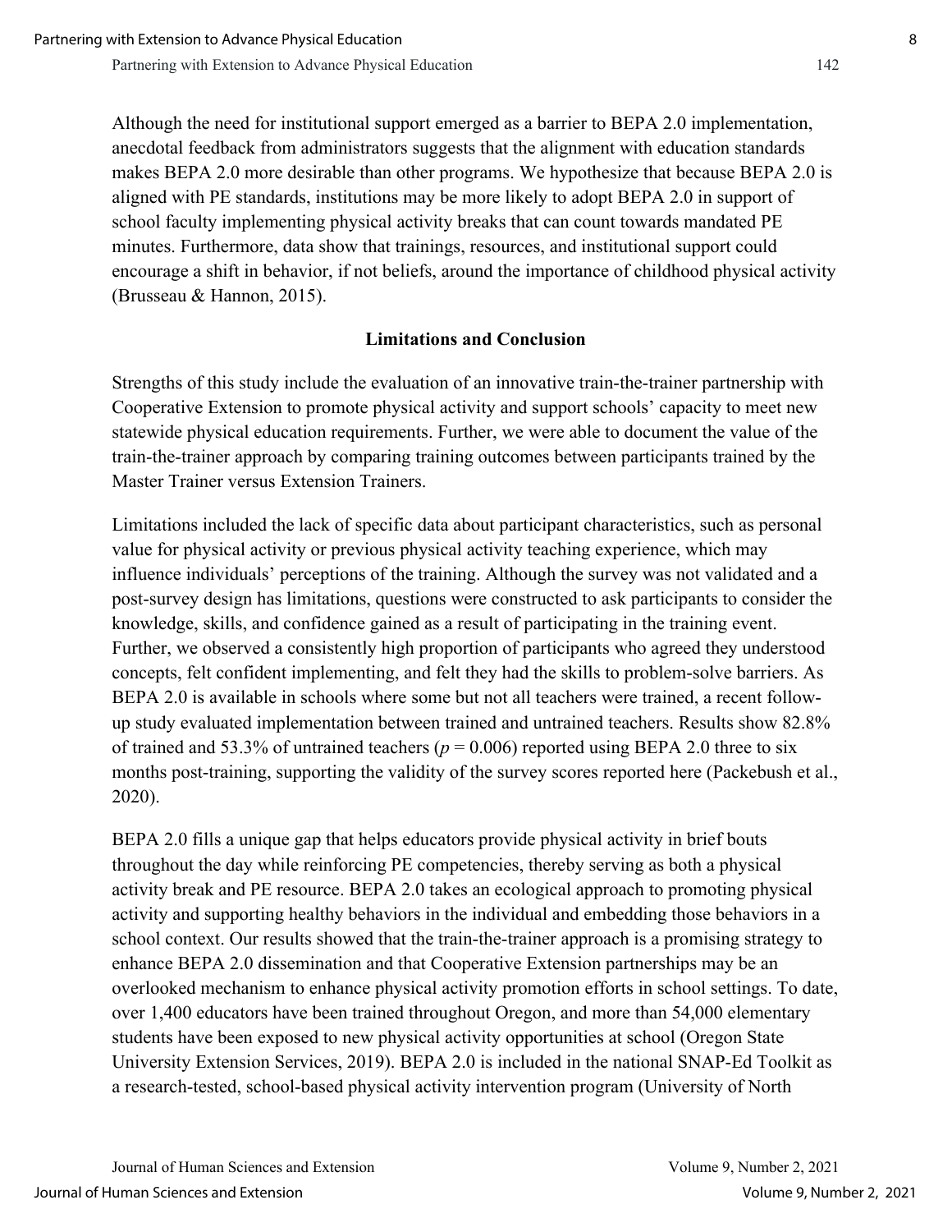Although the need for institutional support emerged as a barrier to BEPA 2.0 implementation, anecdotal feedback from administrators suggests that the alignment with education standards makes BEPA 2.0 more desirable than other programs. We hypothesize that because BEPA 2.0 is aligned with PE standards, institutions may be more likely to adopt BEPA 2.0 in support of school faculty implementing physical activity breaks that can count towards mandated PE minutes. Furthermore, data show that trainings, resources, and institutional support could encourage a shift in behavior, if not beliefs, around the importance of childhood physical activity (Brusseau & Hannon, 2015).

## Limitations and Conclusion

Strengths of this study include the evaluation of an innovative train-the-trainer partnership with Cooperative Extension to promote physical activity and support schools' capacity to meet new statewide physical education requirements. Further, we were able to document the value of the train-the-trainer approach by comparing training outcomes between participants trained by the Master Trainer versus Extension Trainers.

Limitations included the lack of specific data about participant characteristics, such as personal value for physical activity or previous physical activity teaching experience, which may influence individuals' perceptions of the training. Although the survey was not validated and a post-survey design has limitations, questions were constructed to ask participants to consider the knowledge, skills, and confidence gained as a result of participating in the training event. Further, we observed a consistently high proportion of participants who agreed they understood concepts, felt confident implementing, and felt they had the skills to problem-solve barriers. As BEPA 2.0 is available in schools where some but not all teachers were trained, a recent follow-up study evaluated implementation between trained and untrained teachers. Results show 82.8% of trained and 53.3% of untrained teachers ($p = 0.006$) reported using BEPA 2.0 three to six months post-training, supporting the validity of the survey scores reported here (Packebush et al., 2020).

BEPA 2.0 fills a unique gap that helps educators provide physical activity in brief bouts throughout the day while reinforcing PE competencies, thereby serving as both a physical activity break and PE resource. BEPA 2.0 takes an ecological approach to promoting physical activity and supporting healthy behaviors in the individual and embedding those behaviors in a school context. Our results showed that the train-the-trainer approach is a promising strategy to enhance BEPA 2.0 dissemination and that Cooperative Extension partnerships may be an overlooked mechanism to enhance physical activity promotion efforts in school settings. To date, over 1,400 educators have been trained throughout Oregon, and more than 54,000 elementary students have been exposed to new physical activity opportunities at school (Oregon State University Extension Services, 2019). BEPA 2.0 is included in the national SNAP-Ed Toolkit as a research-tested, school-based physical activity intervention program (University of North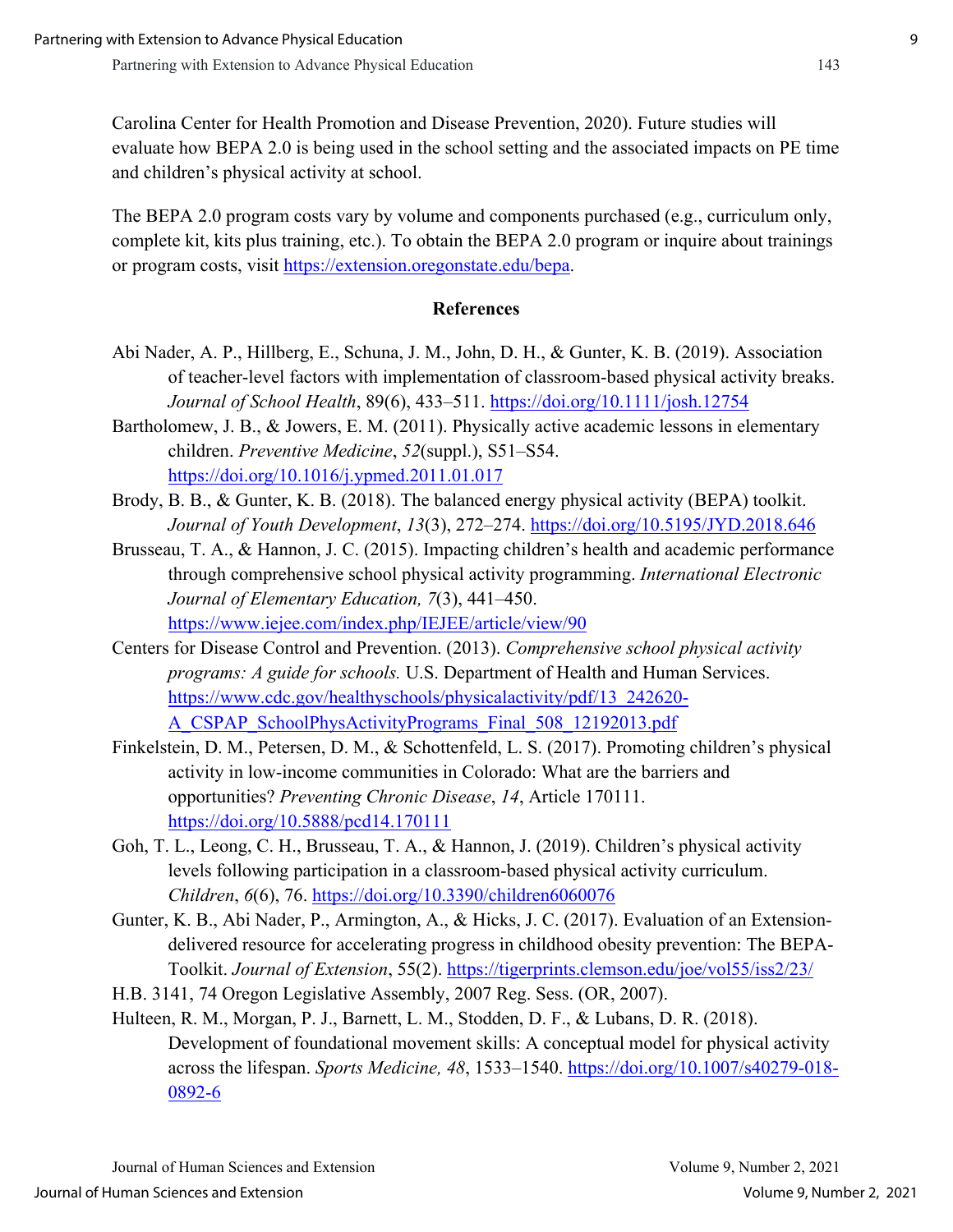Carolina Center for Health Promotion and Disease Prevention, 2020). Future studies will evaluate how BEPA 2.0 is being used in the school setting and the associated impacts on PE time and children's physical activity at school.

The BEPA 2.0 program costs vary by volume and components purchased (e.g., curriculum only, complete kit, kits plus training, etc.). To obtain the BEPA 2.0 program or inquire about trainings or program costs, visit https://extension.oregonstate.edu/bepa.

## References

Abi Nader, A. P., Hillberg, E., Schuna, J. M., John, D. H., & Gunter, K. B. (2019). Association of teacher-level factors with implementation of classroom-based physical activity breaks. *Journal of School Health*, 89(6), 433–511. https://doi.org/10.1111/josh.12754

Bartholomew, J. B., & Jowers, E. M. (2011). Physically active academic lessons in elementary children. *Preventive Medicine*, *52*(suppl.), S51–S54. https://doi.org/10.1016/j.ypmed.2011.01.017

Brody, B. B., & Gunter, K. B. (2018). The balanced energy physical activity (BEPA) toolkit. *Journal of Youth Development*, *13*(3), 272–274. https://doi.org/10.5195/JYD.2018.646

Brusseau, T. A., & Hannon, J. C. (2015). Impacting children's health and academic performance through comprehensive school physical activity programming. *International Electronic Journal of Elementary Education, 7*(3), 441–450. https://www.iejee.com/index.php/IEJEE/article/view/90

Centers for Disease Control and Prevention. (2013). *Comprehensive school physical activity programs: A guide for schools.* U.S. Department of Health and Human Services. https://www.cdc.gov/healthyschools/physicalactivity/pdf/13_242620-A_CSPAP_SchoolPhysActivityPrograms_Final_508_12192013.pdf

Finkelstein, D. M., Petersen, D. M., & Schottenfeld, L. S. (2017). Promoting children's physical activity in low-income communities in Colorado: What are the barriers and opportunities? *Preventing Chronic Disease*, *14*, Article 170111. https://doi.org/10.5888/pcd14.170111

Goh, T. L., Leong, C. H., Brusseau, T. A., & Hannon, J. (2019). Children's physical activity levels following participation in a classroom-based physical activity curriculum. *Children*, *6*(6), 76. https://doi.org/10.3390/children6060076

Gunter, K. B., Abi Nader, P., Armington, A., & Hicks, J. C. (2017). Evaluation of an Extension-delivered resource for accelerating progress in childhood obesity prevention: The BEPA-Toolkit. *Journal of Extension*, 55(2). https://tigerprints.clemson.edu/joe/vol55/iss2/23/

H.B. 3141, 74 Oregon Legislative Assembly, 2007 Reg. Sess. (OR, 2007).

Hulteen, R. M., Morgan, P. J., Barnett, L. M., Stodden, D. F., & Lubans, D. R. (2018). Development of foundational movement skills: A conceptual model for physical activity across the lifespan. *Sports Medicine, 48*, 1533–1540. https://doi.org/10.1007/s40279-018-0892-6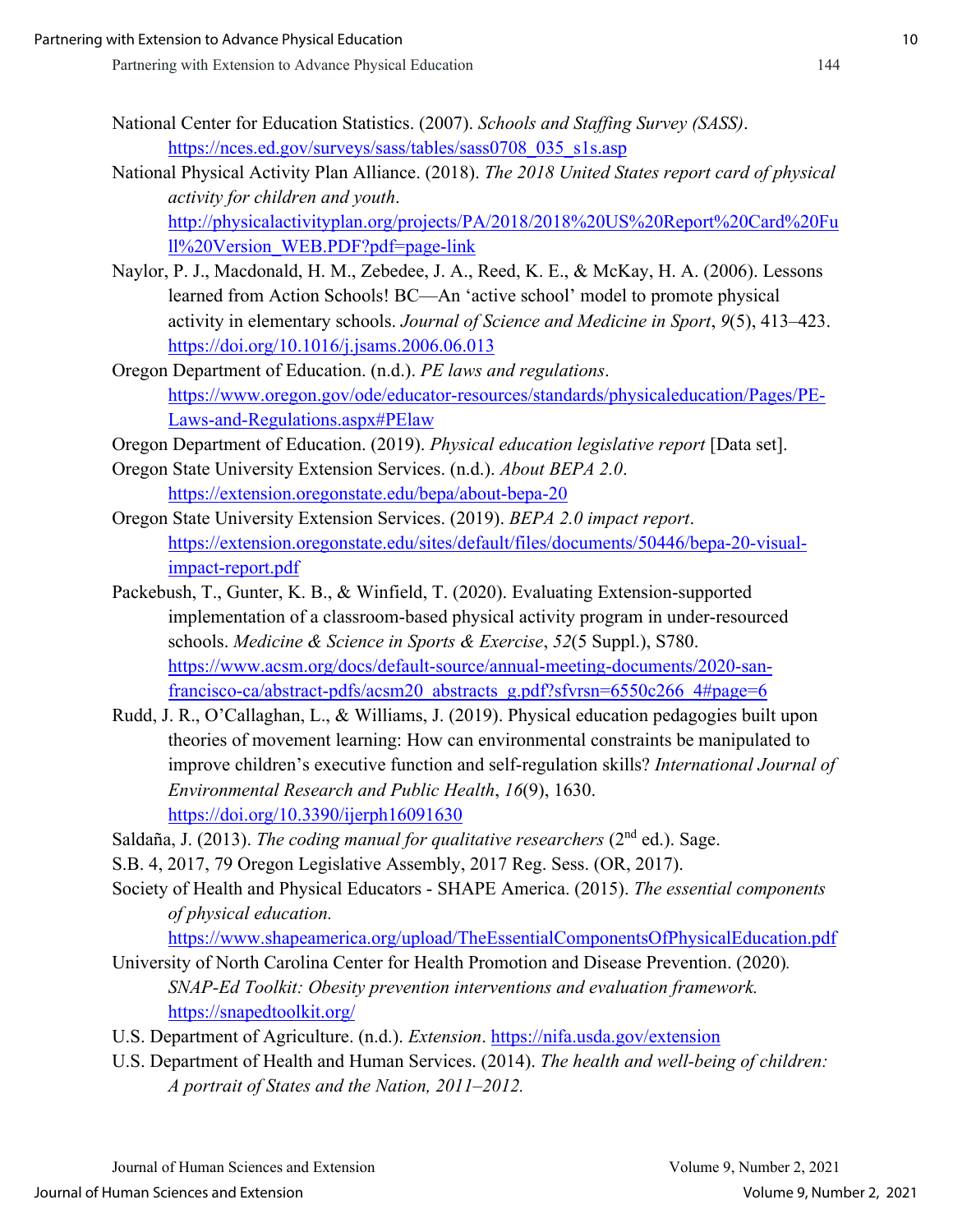National Center for Education Statistics. (2007). *Schools and Staffing Survey (SASS)*. https://nces.ed.gov/surveys/sass/tables/sass0708_035_s1s.asp

National Physical Activity Plan Alliance. (2018). *The 2018 United States report card of physical activity for children and youth*. http://physicalactivityplan.org/projects/PA/2018/2018%20US%20Report%20Card%20Full%20Version_WEB.PDF?pdf=page-link

Naylor, P. J., Macdonald, H. M., Zebedee, J. A., Reed, K. E., & McKay, H. A. (2006). Lessons learned from Action Schools! BC—An 'active school' model to promote physical activity in elementary schools. *Journal of Science and Medicine in Sport*, *9*(5), 413–423. https://doi.org/10.1016/j.jsams.2006.06.013

Oregon Department of Education. (n.d.). *PE laws and regulations*. https://www.oregon.gov/ode/educator-resources/standards/physicaleducation/Pages/PE-Laws-and-Regulations.aspx#PElaw

Oregon Department of Education. (2019). *Physical education legislative report* [Data set].

Oregon State University Extension Services. (n.d.). *About BEPA 2.0*. https://extension.oregonstate.edu/bepa/about-bepa-20

Oregon State University Extension Services. (2019). *BEPA 2.0 impact report*. https://extension.oregonstate.edu/sites/default/files/documents/50446/bepa-20-visual-impact-report.pdf

Packebush, T., Gunter, K. B., & Winfield, T. (2020). Evaluating Extension-supported implementation of a classroom-based physical activity program in under-resourced schools. *Medicine & Science in Sports & Exercise*, *52*(5 Suppl.), S780. https://www.acsm.org/docs/default-source/annual-meeting-documents/2020-san-francisco-ca/abstract-pdfs/acsm20_abstracts_g.pdf?sfvrsn=6550c266_4#page=6

Rudd, J. R., O'Callaghan, L., & Williams, J. (2019). Physical education pedagogies built upon theories of movement learning: How can environmental constraints be manipulated to improve children's executive function and self-regulation skills? *International Journal of Environmental Research and Public Health*, *16*(9), 1630. https://doi.org/10.3390/ijerph16091630

Saldaña, J. (2013). *The coding manual for qualitative researchers* (2nd ed.). Sage.

S.B. 4, 2017, 79 Oregon Legislative Assembly, 2017 Reg. Sess. (OR, 2017).

Society of Health and Physical Educators - SHAPE America. (2015). *The essential components of physical education.* https://www.shapeamerica.org/upload/TheEssentialComponentsOfPhysicalEducation.pdf

University of North Carolina Center for Health Promotion and Disease Prevention. (2020). *SNAP-Ed Toolkit: Obesity prevention interventions and evaluation framework.* https://snapedtoolkit.org/

U.S. Department of Agriculture. (n.d.). *Extension*. https://nifa.usda.gov/extension

U.S. Department of Health and Human Services. (2014). *The health and well-being of children: A portrait of States and the Nation, 2011–2012.*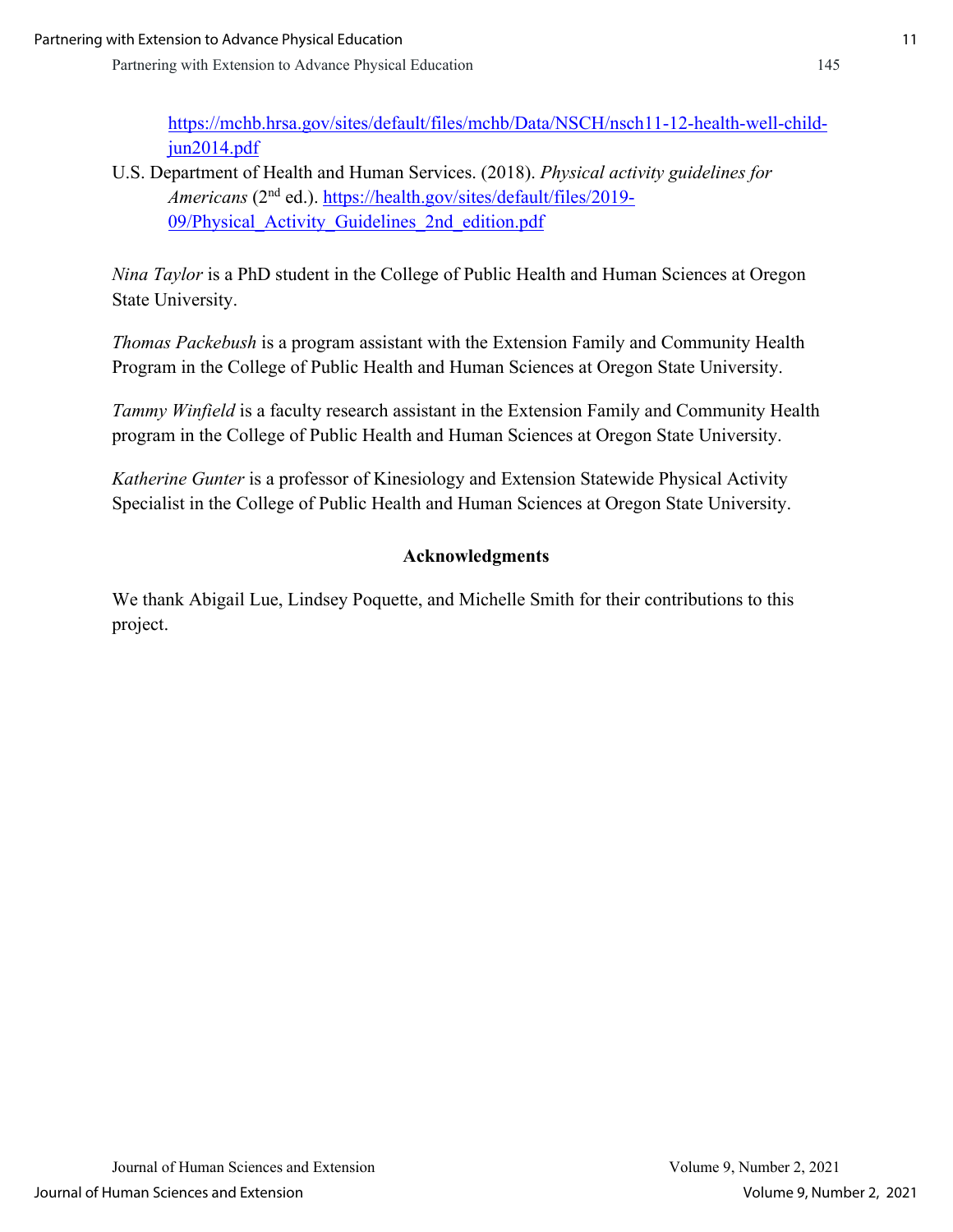https://mchb.hrsa.gov/sites/default/files/mchb/Data/NSCH/nsch11-12-health-well-child-jun2014.pdf

U.S. Department of Health and Human Services. (2018). *Physical activity guidelines for Americans* (2nd ed.). https://health.gov/sites/default/files/2019-09/Physical_Activity_Guidelines_2nd_edition.pdf

*Nina Taylor* is a PhD student in the College of Public Health and Human Sciences at Oregon State University.

*Thomas Packebush* is a program assistant with the Extension Family and Community Health Program in the College of Public Health and Human Sciences at Oregon State University.

*Tammy Winfield* is a faculty research assistant in the Extension Family and Community Health program in the College of Public Health and Human Sciences at Oregon State University.

*Katherine Gunter* is a professor of Kinesiology and Extension Statewide Physical Activity Specialist in the College of Public Health and Human Sciences at Oregon State University.

## Acknowledgments

We thank Abigail Lue, Lindsey Poquette, and Michelle Smith for their contributions to this project.